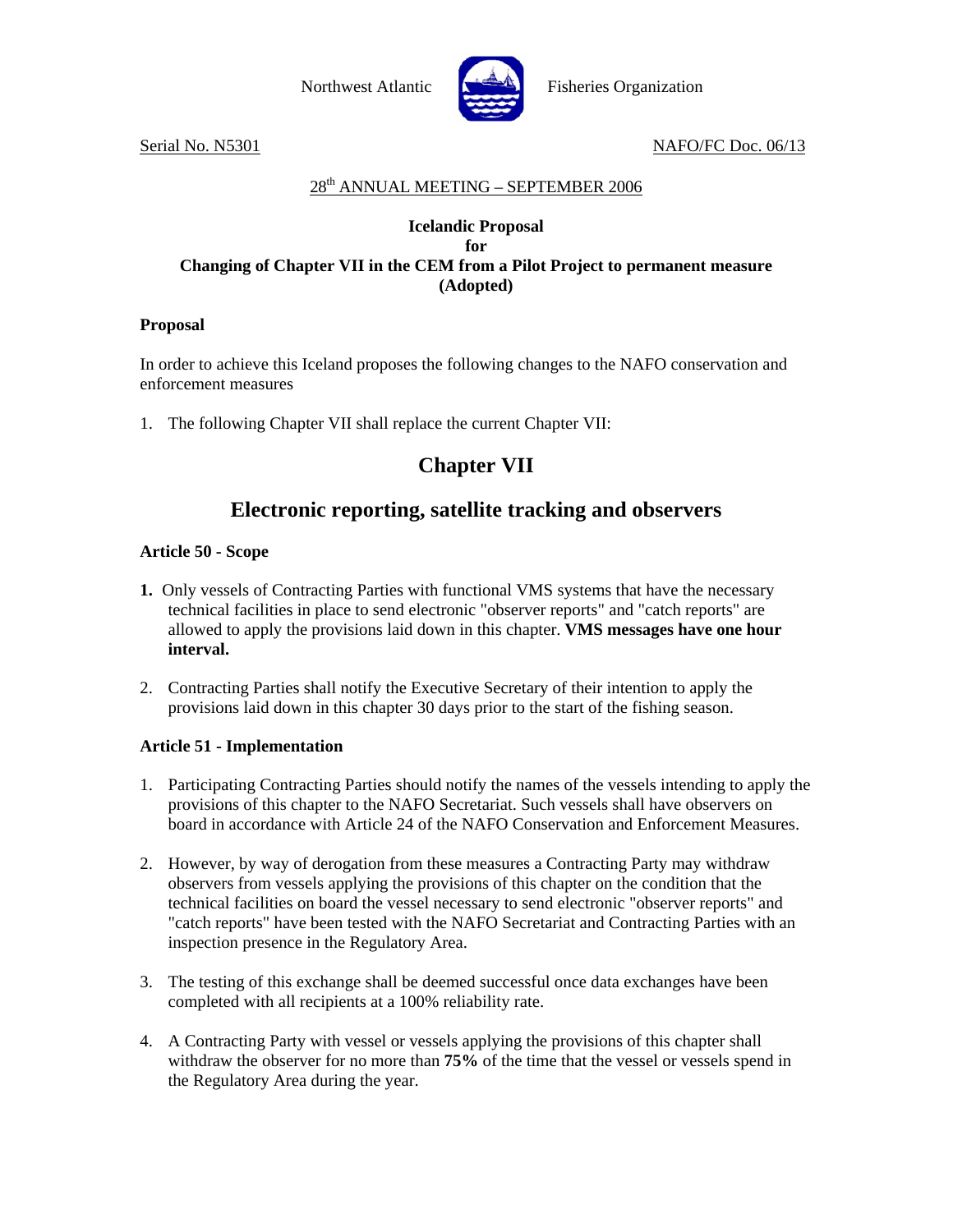Northwest Atlantic Fisheries Organization

Serial No. N5301 NAFO/FC Doc. 06/13

28th ANNUAL MEETING – SEPTEMBER 2006

**Icelandic Proposal**
**for**
**Changing of Chapter VII in the CEM from a Pilot Project to permanent measure**
**(Adopted)**

**Proposal**

In order to achieve this Iceland proposes the following changes to the NAFO conservation and enforcement measures

1. The following Chapter VII shall replace the current Chapter VII:

# Chapter VII

## Electronic reporting, satellite tracking and observers

**Article 50 - Scope**

**1.** Only vessels of Contracting Parties with functional VMS systems that have the necessary technical facilities in place to send electronic "observer reports" and "catch reports" are allowed to apply the provisions laid down in this chapter. **VMS messages have one hour interval.**

2. Contracting Parties shall notify the Executive Secretary of their intention to apply the provisions laid down in this chapter 30 days prior to the start of the fishing season.

**Article 51 - Implementation**

1. Participating Contracting Parties should notify the names of the vessels intending to apply the provisions of this chapter to the NAFO Secretariat. Such vessels shall have observers on board in accordance with Article 24 of the NAFO Conservation and Enforcement Measures.

2. However, by way of derogation from these measures a Contracting Party may withdraw observers from vessels applying the provisions of this chapter on the condition that the technical facilities on board the vessel necessary to send electronic "observer reports" and "catch reports" have been tested with the NAFO Secretariat and Contracting Parties with an inspection presence in the Regulatory Area.

3. The testing of this exchange shall be deemed successful once data exchanges have been completed with all recipients at a 100% reliability rate.

4. A Contracting Party with vessel or vessels applying the provisions of this chapter shall withdraw the observer for no more than **75%** of the time that the vessel or vessels spend in the Regulatory Area during the year.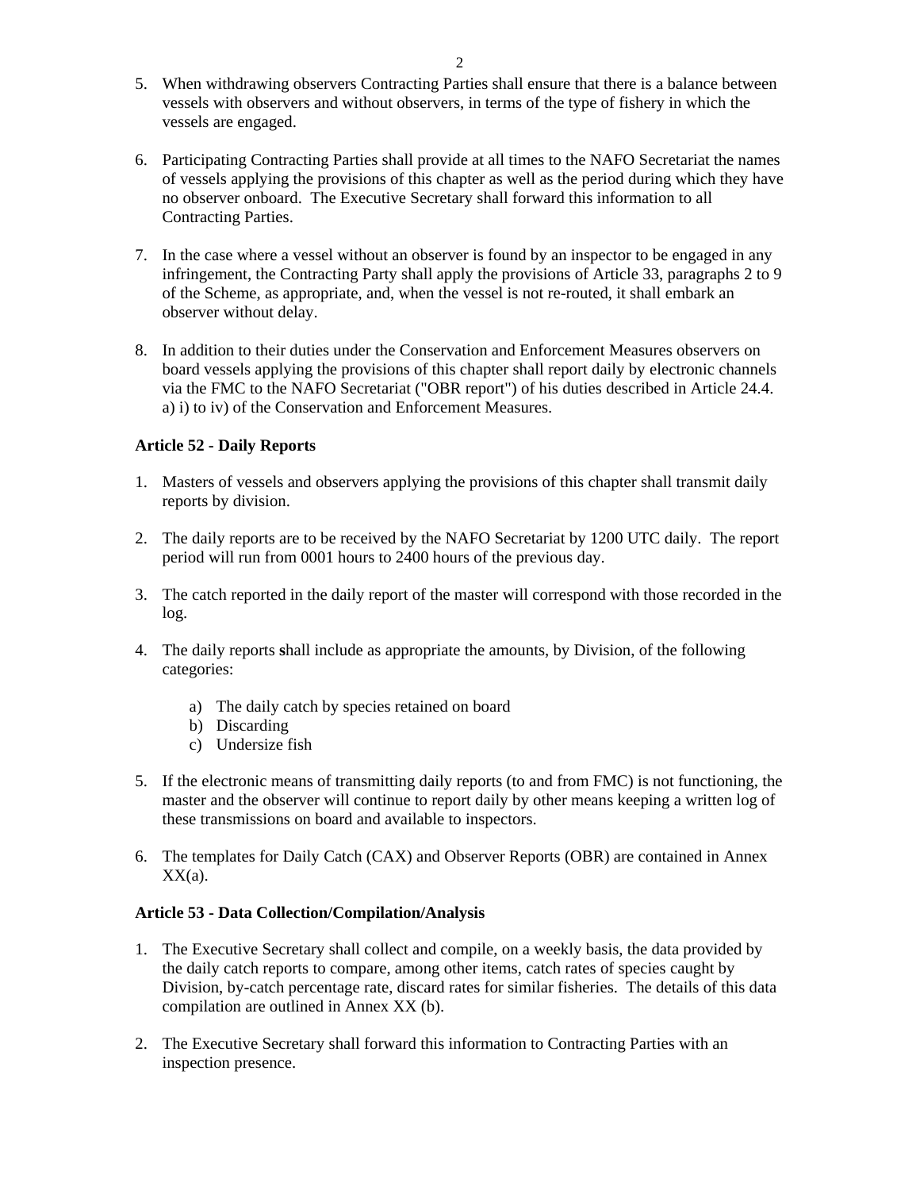5. When withdrawing observers Contracting Parties shall ensure that there is a balance between vessels with observers and without observers, in terms of the type of fishery in which the vessels are engaged.

6. Participating Contracting Parties shall provide at all times to the NAFO Secretariat the names of vessels applying the provisions of this chapter as well as the period during which they have no observer onboard. The Executive Secretary shall forward this information to all Contracting Parties.

7. In the case where a vessel without an observer is found by an inspector to be engaged in any infringement, the Contracting Party shall apply the provisions of Article 33, paragraphs 2 to 9 of the Scheme, as appropriate, and, when the vessel is not re-routed, it shall embark an observer without delay.

8. In addition to their duties under the Conservation and Enforcement Measures observers on board vessels applying the provisions of this chapter shall report daily by electronic channels via the FMC to the NAFO Secretariat ("OBR report") of his duties described in Article 24.4. a) i) to iv) of the Conservation and Enforcement Measures.

**Article 52 - Daily Reports**

1. Masters of vessels and observers applying the provisions of this chapter shall transmit daily reports by division.

2. The daily reports are to be received by the NAFO Secretariat by 1200 UTC daily. The report period will run from 0001 hours to 2400 hours of the previous day.

3. The catch reported in the daily report of the master will correspond with those recorded in the log.

4. The daily reports shall include as appropriate the amounts, by Division, of the following categories:

    a) The daily catch by species retained on board
    b) Discarding
    c) Undersize fish

5. If the electronic means of transmitting daily reports (to and from FMC) is not functioning, the master and the observer will continue to report daily by other means keeping a written log of these transmissions on board and available to inspectors.

6. The templates for Daily Catch (CAX) and Observer Reports (OBR) are contained in Annex XX(a).

**Article 53 - Data Collection/Compilation/Analysis**

1. The Executive Secretary shall collect and compile, on a weekly basis, the data provided by the daily catch reports to compare, among other items, catch rates of species caught by Division, by-catch percentage rate, discard rates for similar fisheries. The details of this data compilation are outlined in Annex XX (b).

2. The Executive Secretary shall forward this information to Contracting Parties with an inspection presence.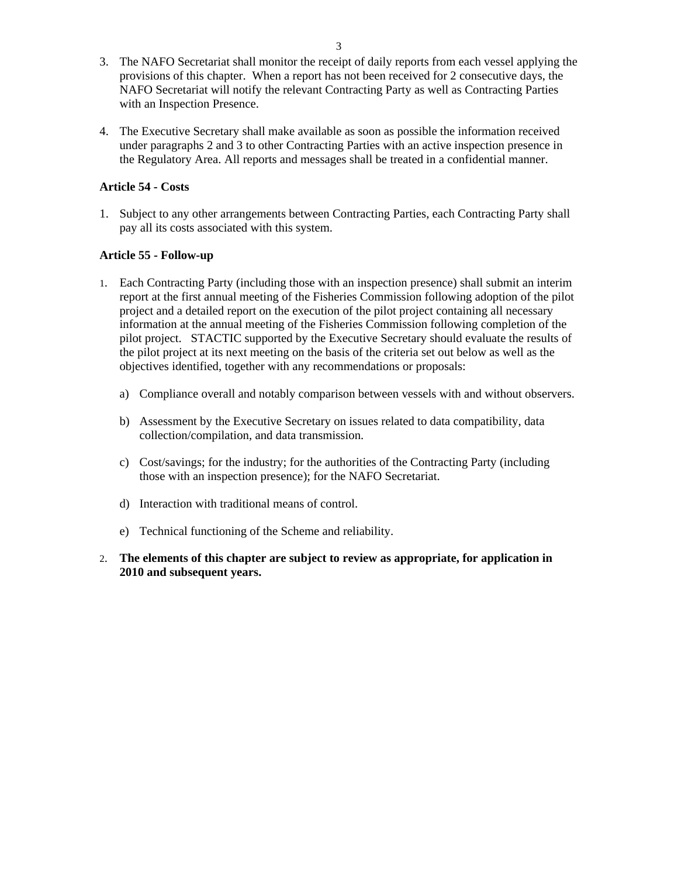3. The NAFO Secretariat shall monitor the receipt of daily reports from each vessel applying the provisions of this chapter. When a report has not been received for 2 consecutive days, the NAFO Secretariat will notify the relevant Contracting Party as well as Contracting Parties with an Inspection Presence.

4. The Executive Secretary shall make available as soon as possible the information received under paragraphs 2 and 3 to other Contracting Parties with an active inspection presence in the Regulatory Area. All reports and messages shall be treated in a confidential manner.

**Article 54 - Costs**

1. Subject to any other arrangements between Contracting Parties, each Contracting Party shall pay all its costs associated with this system.

**Article 55 - Follow-up**

1. Each Contracting Party (including those with an inspection presence) shall submit an interim report at the first annual meeting of the Fisheries Commission following adoption of the pilot project and a detailed report on the execution of the pilot project containing all necessary information at the annual meeting of the Fisheries Commission following completion of the pilot project. STACTIC supported by the Executive Secretary should evaluate the results of the pilot project at its next meeting on the basis of the criteria set out below as well as the objectives identified, together with any recommendations or proposals:

   a) Compliance overall and notably comparison between vessels with and without observers.

   b) Assessment by the Executive Secretary on issues related to data compatibility, data collection/compilation, and data transmission.

   c) Cost/savings; for the industry; for the authorities of the Contracting Party (including those with an inspection presence); for the NAFO Secretariat.

   d) Interaction with traditional means of control.

   e) Technical functioning of the Scheme and reliability.

2. **The elements of this chapter are subject to review as appropriate, for application in 2010 and subsequent years.**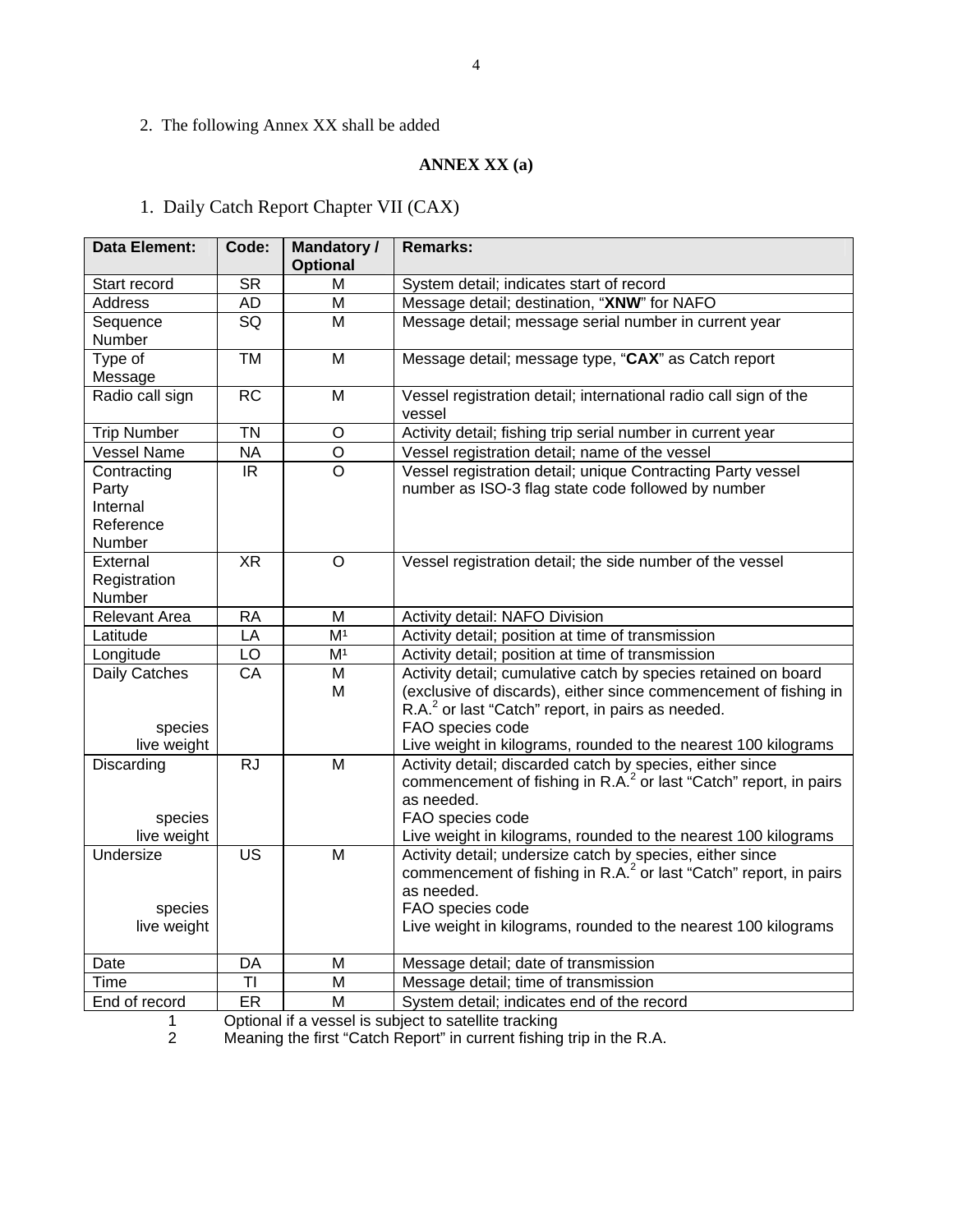2. The following Annex XX shall be added

## ANNEX XX (a)

### 1. Daily Catch Report Chapter VII (CAX)

| Data Element: | Code: | Mandatory / Optional | Remarks: |
|---|---|---|---|
| Start record | SR | M | System detail; indicates start of record |
| Address | AD | M | Message detail; destination, "**XNW**" for NAFO |
| Sequence Number | SQ | M | Message detail; message serial number in current year |
| Type of Message | TM | M | Message detail; message type, "**CAX**" as Catch report |
| Radio call sign | RC | M | Vessel registration detail; international radio call sign of the vessel |
| Trip Number | TN | O | Activity detail; fishing trip serial number in current year |
| Vessel Name | NA | O | Vessel registration detail; name of the vessel |
| Contracting Party Internal Reference Number | IR | O | Vessel registration detail; unique Contracting Party vessel number as ISO-3 flag state code followed by number |
| External Registration Number | XR | O | Vessel registration detail; the side number of the vessel |
| Relevant Area | RA | M | Activity detail: NAFO Division |
| Latitude | LA | M[1] | Activity detail; position at time of transmission |
| Longitude | LO | M[1] | Activity detail; position at time of transmission |
| Daily Catches<br>species<br>live weight | CA | M<br>M | Activity detail; cumulative catch by species retained on board (exclusive of discards), either since commencement of fishing in R.A.[2] or last "Catch" report, in pairs as needed.<br>FAO species code<br>Live weight in kilograms, rounded to the nearest 100 kilograms |
| Discarding<br>species<br>live weight | RJ | M | Activity detail; discarded catch by species, either since commencement of fishing in R.A.[2] or last "Catch" report, in pairs as needed.<br>FAO species code<br>Live weight in kilograms, rounded to the nearest 100 kilograms |
| Undersize<br>species<br>live weight | US | M | Activity detail; undersize catch by species, either since commencement of fishing in R.A.[2] or last "Catch" report, in pairs as needed.<br>FAO species code<br>Live weight in kilograms, rounded to the nearest 100 kilograms |
| Date | DA | M | Message detail; date of transmission |
| Time | TI | M | Message detail; time of transmission |
| End of record | ER | M | System detail; indicates end of the record |

1 Optional if a vessel is subject to satellite tracking

2 Meaning the first "Catch Report" in current fishing trip in the R.A.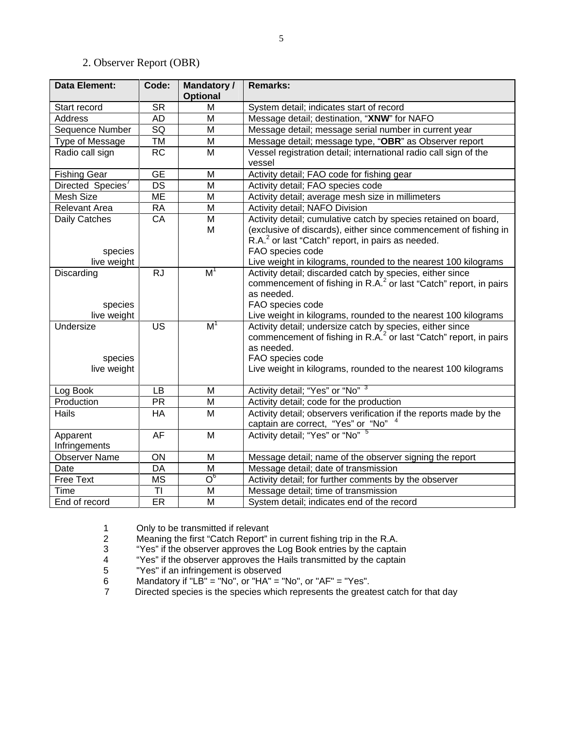## 2. Observer Report (OBR)

| Data Element: | Code: | Mandatory / Optional | Remarks: |
|---|---|---|---|
| Start record | SR | M | System detail; indicates start of record |
| Address | AD | M | Message detail; destination, "**XNW**" for NAFO |
| Sequence Number | SQ | M | Message detail; message serial number in current year |
| Type of Message | TM | M | Message detail; message type, "**OBR**" as Observer report |
| Radio call sign | RC | M | Vessel registration detail; international radio call sign of the vessel |
| Fishing Gear | GE | M | Activity detail; FAO code for fishing gear |
| Directed Species[7] | DS | M | Activity detail; FAO species code |
| Mesh Size | ME | M | Activity detail; average mesh size in millimeters |
| Relevant Area | RA | M | Activity detail; NAFO Division |
| Daily Catches<br>species<br>live weight | CA | M<br>M | Activity detail; cumulative catch by species retained on board, (exclusive of discards), either since commencement of fishing in R.A.[2] or last "Catch" report, in pairs as needed.<br>FAO species code<br>Live weight in kilograms, rounded to the nearest 100 kilograms |
| Discarding<br>species<br>live weight | RJ | M[1] | Activity detail; discarded catch by species, either since commencement of fishing in R.A.[2] or last "Catch" report, in pairs as needed.<br>FAO species code<br>Live weight in kilograms, rounded to the nearest 100 kilograms |
| Undersize<br>species<br>live weight | US | M[1] | Activity detail; undersize catch by species, either since commencement of fishing in R.A.[2] or last "Catch" report, in pairs as needed.<br>FAO species code<br>Live weight in kilograms, rounded to the nearest 100 kilograms |
| Log Book | LB | M | Activity detail; "Yes" or "No" [3] |
| Production | PR | M | Activity detail; code for the production |
| Hails | HA | M | Activity detail; observers verification if the reports made by the captain are correct, "Yes" or "No" [4] |
| Apparent Infringements | AF | M | Activity detail; "Yes" or "No" [5] |
| Observer Name | ON | M | Message detail; name of the observer signing the report |
| Date | DA | M | Message detail; date of transmission |
| Free Text | MS | O[6] | Activity detail; for further comments by the observer |
| Time | TI | M | Message detail; time of transmission |
| End of record | ER | M | System detail; indicates end of the record |

1 Only to be transmitted if relevant
2 Meaning the first "Catch Report" in current fishing trip in the R.A.
3 "Yes" if the observer approves the Log Book entries by the captain
4 "Yes" if the observer approves the Hails transmitted by the captain
5 "Yes" if an infringement is observed
6 Mandatory if "LB" = "No", or "HA" = "No", or "AF" = "Yes".
7 Directed species is the species which represents the greatest catch for that day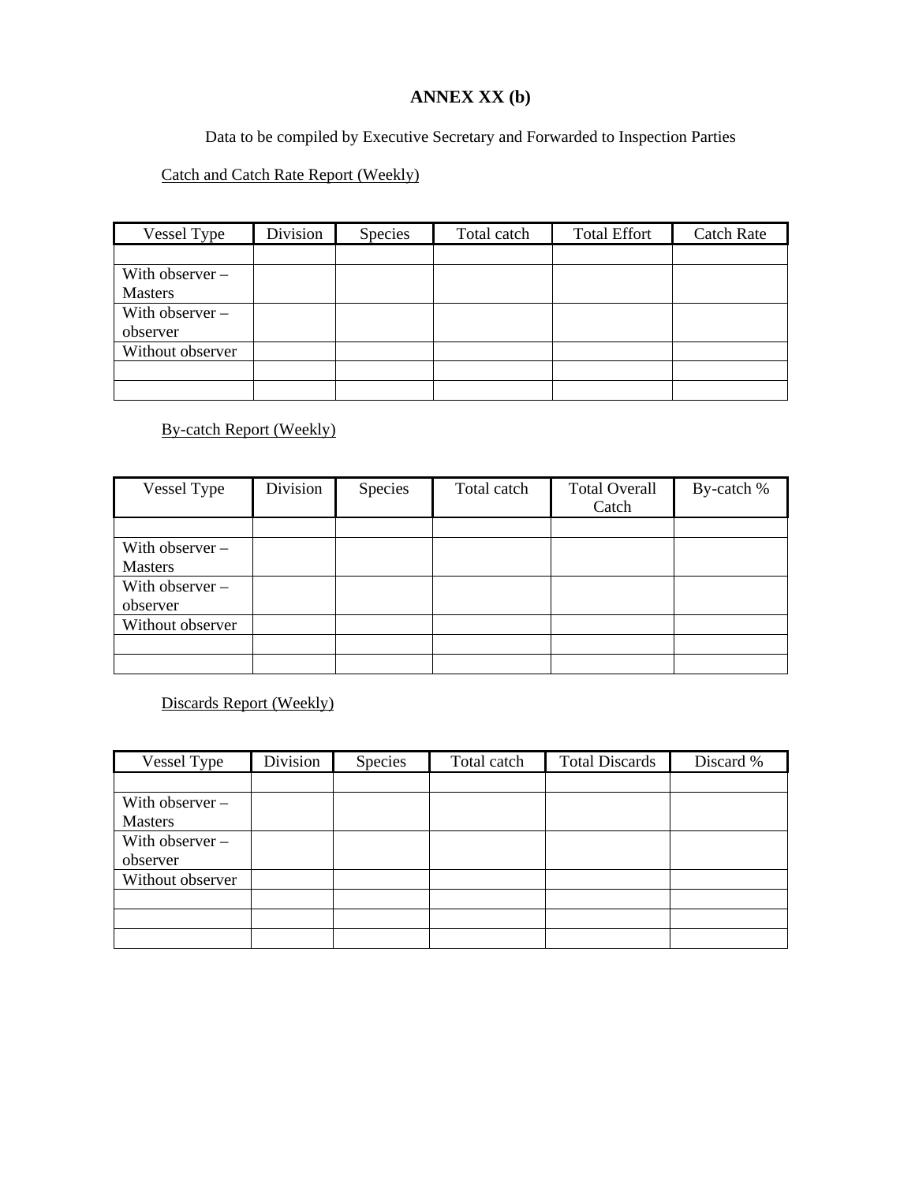# ANNEX XX (b)

Data to be compiled by Executive Secretary and Forwarded to Inspection Parties

<u>Catch and Catch Rate Report (Weekly)</u>

| Vessel Type | Division | Species | Total catch | Total Effort | Catch Rate |
|---|---|---|---|---|---|
| | | | | | |
| With observer – Masters | | | | | |
| With observer – observer | | | | | |
| Without observer | | | | | |
| | | | | | |
| | | | | | |

<u>By-catch Report (Weekly)</u>

| Vessel Type | Division | Species | Total catch | Total Overall Catch | By-catch % |
|---|---|---|---|---|---|
| | | | | | |
| With observer – Masters | | | | | |
| With observer – observer | | | | | |
| Without observer | | | | | |
| | | | | | |
| | | | | | |

<u>Discards Report (Weekly)</u>

| Vessel Type | Division | Species | Total catch | Total Discards | Discard % |
|---|---|---|---|---|---|
| | | | | | |
| With observer – Masters | | | | | |
| With observer – observer | | | | | |
| Without observer | | | | | |
| | | | | | |
| | | | | | |
| | | | | | |